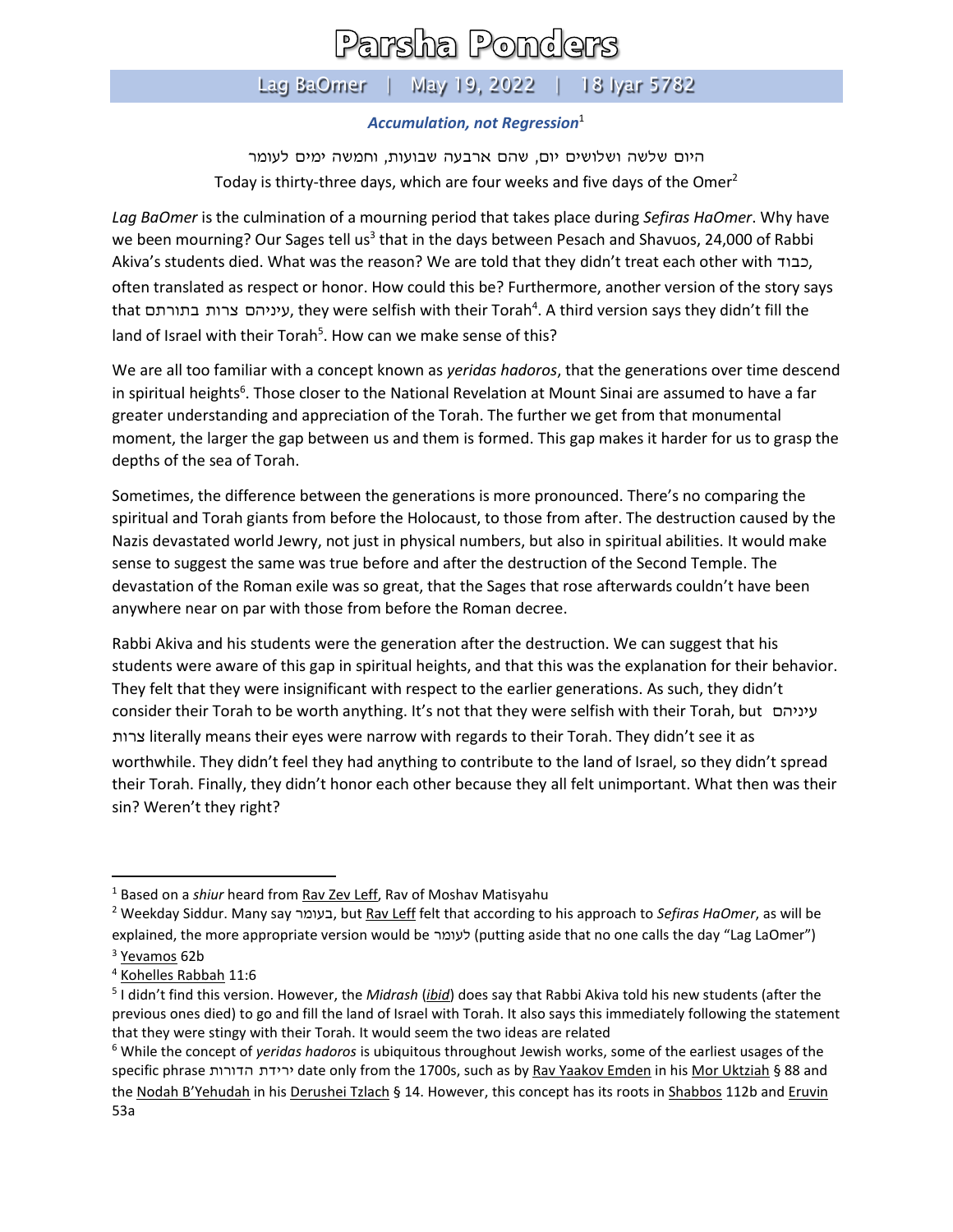# Parsha Ponders

## Lag BaOmer | May 19, 2022 | 18 Iyar 5782

***Accumulation, not Regression***[1]

היום שלשה ושלושים יום, שהם ארבעה שבועות, וחמשה ימים לעומר

Today is thirty-three days, which are four weeks and five days of the Omer[2]

*Lag BaOmer* is the culmination of a mourning period that takes place during *Sefiras HaOmer*. Why have we been mourning? Our Sages tell us[3] that in the days between Pesach and Shavuos, 24,000 of Rabbi Akiva's students died. What was the reason? We are told that they didn't treat each other with כבוד, often translated as respect or honor. How could this be? Furthermore, another version of the story says that עיניהם צרות בתורתם, they were selfish with their Torah[4]. A third version says they didn't fill the land of Israel with their Torah[5]. How can we make sense of this?

We are all too familiar with a concept known as *yeridas hadoros*, that the generations over time descend in spiritual heights[6]. Those closer to the National Revelation at Mount Sinai are assumed to have a far greater understanding and appreciation of the Torah. The further we get from that monumental moment, the larger the gap between us and them is formed. This gap makes it harder for us to grasp the depths of the sea of Torah.

Sometimes, the difference between the generations is more pronounced. There's no comparing the spiritual and Torah giants from before the Holocaust, to those from after. The destruction caused by the Nazis devastated world Jewry, not just in physical numbers, but also in spiritual abilities. It would make sense to suggest the same was true before and after the destruction of the Second Temple. The devastation of the Roman exile was so great, that the Sages that rose afterwards couldn't have been anywhere near on par with those from before the Roman decree.

Rabbi Akiva and his students were the generation after the destruction. We can suggest that his students were aware of this gap in spiritual heights, and that this was the explanation for their behavior. They felt that they were insignificant with respect to the earlier generations. As such, they didn't consider their Torah to be worth anything. It's not that they were selfish with their Torah, but עיניהם צרות literally means their eyes were narrow with regards to their Torah. They didn't see it as worthwhile. They didn't feel they had anything to contribute to the land of Israel, so they didn't spread their Torah. Finally, they didn't honor each other because they all felt unimportant. What then was their sin? Weren't they right?

---

[1] Based on a *shiur* heard from Rav Zev Leff, Rav of Moshav Matisyahu

[2] Weekday Siddur. Many say בעומר, but Rav Leff felt that according to his approach to *Sefiras HaOmer*, as will be explained, the more appropriate version would be לעומר (putting aside that no one calls the day "Lag LaOmer")

[3] Yevamos 62b

[4] Kohelles Rabbah 11:6

[5] I didn't find this version. However, the *Midrash* (*ibid*) does say that Rabbi Akiva told his new students (after the previous ones died) to go and fill the land of Israel with Torah. It also says this immediately following the statement that they were stingy with their Torah. It would seem the two ideas are related

[6] While the concept of *yeridas hadoros* is ubiquitous throughout Jewish works, some of the earliest usages of the specific phrase ירידת הדורות date only from the 1700s, such as by Rav Yaakov Emden in his Mor Uktziah § 88 and the Nodah B'Yehudah in his Derushei Tzlach § 14. However, this concept has its roots in Shabbos 112b and Eruvin 53a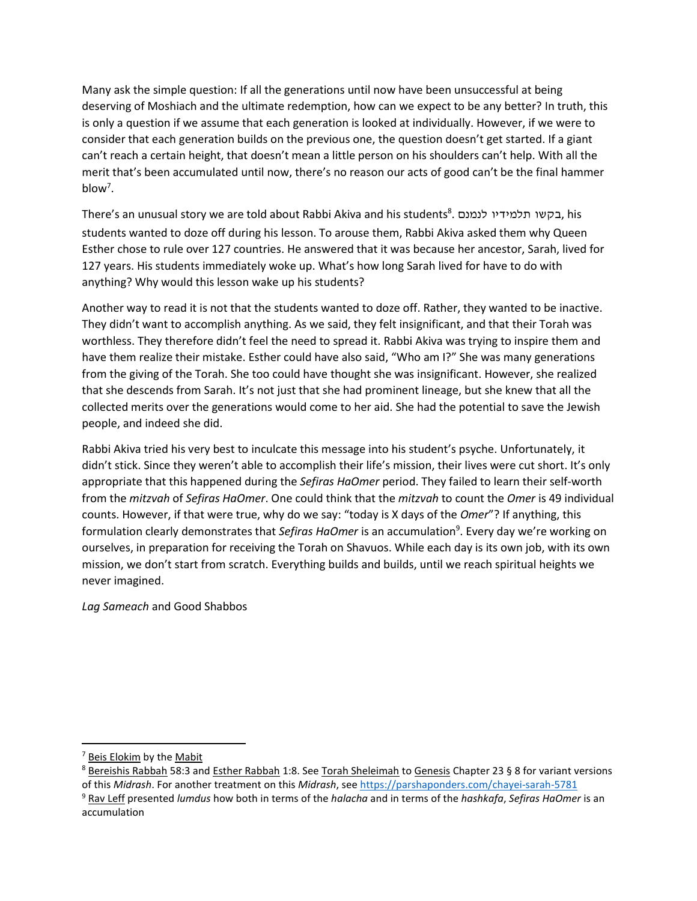Many ask the simple question: If all the generations until now have been unsuccessful at being deserving of Moshiach and the ultimate redemption, how can we expect to be any better? In truth, this is only a question if we assume that each generation is looked at individually. However, if we were to consider that each generation builds on the previous one, the question doesn't get started. If a giant can't reach a certain height, that doesn't mean a little person on his shoulders can't help. With all the merit that's been accumulated until now, there's no reason our acts of good can't be the final hammer blow[7].

There's an unusual story we are told about Rabbi Akiva and his students[8]. בקשו תלמידיו לנמנם, his students wanted to doze off during his lesson. To arouse them, Rabbi Akiva asked them why Queen Esther chose to rule over 127 countries. He answered that it was because her ancestor, Sarah, lived for 127 years. His students immediately woke up. What's how long Sarah lived for have to do with anything? Why would this lesson wake up his students?

Another way to read it is not that the students wanted to doze off. Rather, they wanted to be inactive. They didn't want to accomplish anything. As we said, they felt insignificant, and that their Torah was worthless. They therefore didn't feel the need to spread it. Rabbi Akiva was trying to inspire them and have them realize their mistake. Esther could have also said, "Who am I?" She was many generations from the giving of the Torah. She too could have thought she was insignificant. However, she realized that she descends from Sarah. It's not just that she had prominent lineage, but she knew that all the collected merits over the generations would come to her aid. She had the potential to save the Jewish people, and indeed she did.

Rabbi Akiva tried his very best to inculcate this message into his student's psyche. Unfortunately, it didn't stick. Since they weren't able to accomplish their life's mission, their lives were cut short. It's only appropriate that this happened during the *Sefiras HaOmer* period. They failed to learn their self-worth from the *mitzvah* of *Sefiras HaOmer*. One could think that the *mitzvah* to count the *Omer* is 49 individual counts. However, if that were true, why do we say: "today is X days of the *Omer*"? If anything, this formulation clearly demonstrates that *Sefiras HaOmer* is an accumulation[9]. Every day we're working on ourselves, in preparation for receiving the Torah on Shavuos. While each day is its own job, with its own mission, we don't start from scratch. Everything builds and builds, until we reach spiritual heights we never imagined.

*Lag Sameach* and Good Shabbos

---

[7] Beis Elokim by the Mabit

[8] Bereishis Rabbah 58:3 and Esther Rabbah 1:8. See Torah Sheleimah to Genesis Chapter 23 § 8 for variant versions of this *Midrash*. For another treatment on this *Midrash*, see https://parshaponders.com/chayei-sarah-5781

[9] Rav Leff presented *lumdus* how both in terms of the *halacha* and in terms of the *hashkafa*, *Sefiras HaOmer* is an accumulation